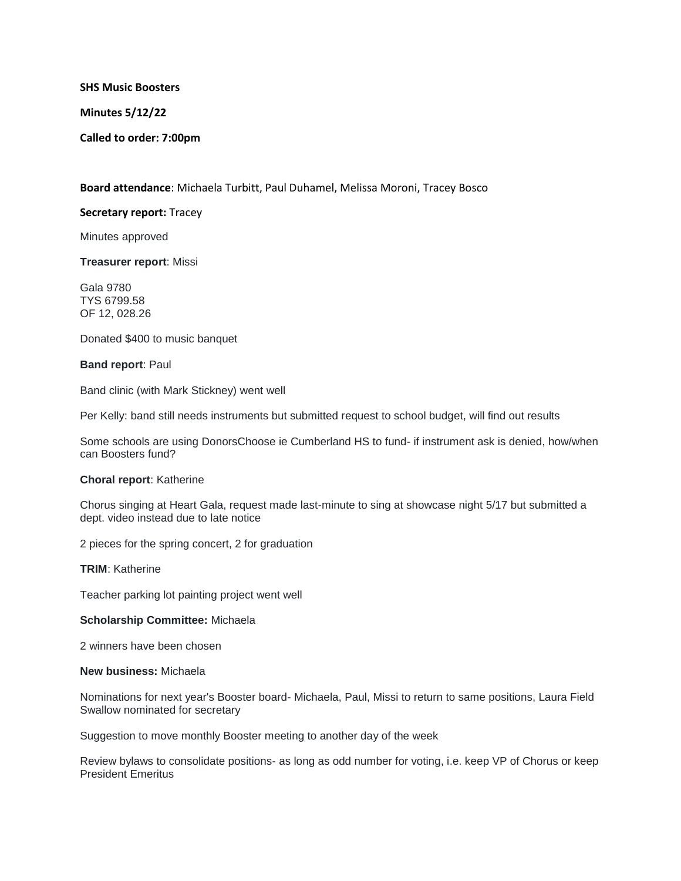**SHS Music Boosters**

**Minutes 5/12/22**

**Called to order: 7:00pm**

**Board attendance**: Michaela Turbitt, Paul Duhamel, Melissa Moroni, Tracey Bosco

**Secretary report:** Tracey

Minutes approved

**Treasurer report**: Missi

Gala 9780
TYS 6799.58
OF 12, 028.26

Donated $400 to music banquet

**Band report**: Paul

Band clinic (with Mark Stickney) went well

Per Kelly: band still needs instruments but submitted request to school budget, will find out results

Some schools are using DonorsChoose ie Cumberland HS to fund- if instrument ask is denied, how/when can Boosters fund?

**Choral report**: Katherine

Chorus singing at Heart Gala, request made last-minute to sing at showcase night 5/17 but submitted a dept. video instead due to late notice

2 pieces for the spring concert, 2 for graduation

**TRIM**: Katherine

Teacher parking lot painting project went well

**Scholarship Committee:** Michaela

2 winners have been chosen

**New business:** Michaela

Nominations for next year's Booster board- Michaela, Paul, Missi to return to same positions, Laura Field Swallow nominated for secretary

Suggestion to move monthly Booster meeting to another day of the week

Review bylaws to consolidate positions- as long as odd number for voting, i.e. keep VP of Chorus or keep President Emeritus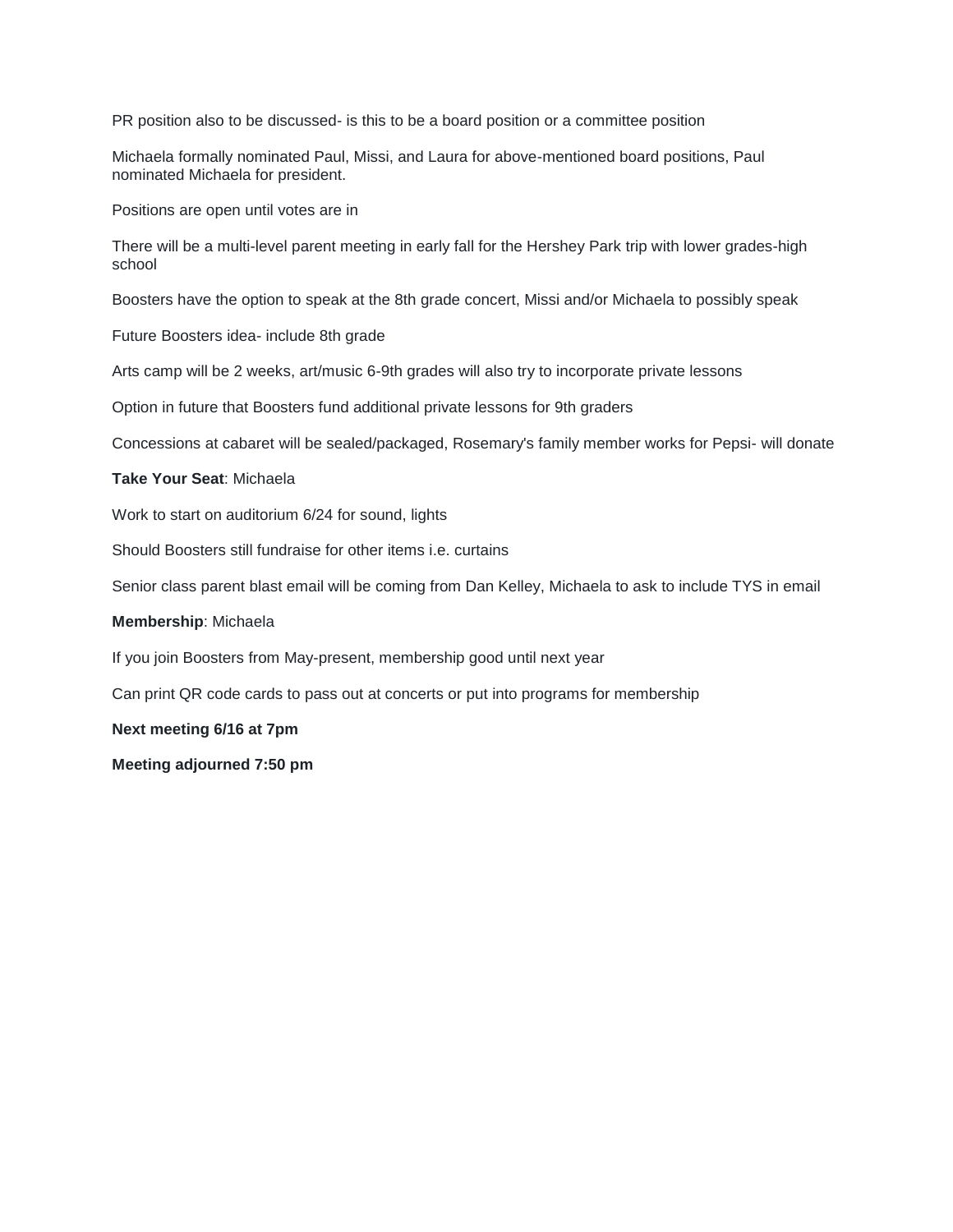PR position also to be discussed- is this to be a board position or a committee position

Michaela formally nominated Paul, Missi, and Laura for above-mentioned board positions, Paul nominated Michaela for president.

Positions are open until votes are in

There will be a multi-level parent meeting in early fall for the Hershey Park trip with lower grades-high school

Boosters have the option to speak at the 8th grade concert, Missi and/or Michaela to possibly speak

Future Boosters idea- include 8th grade

Arts camp will be 2 weeks, art/music 6-9th grades will also try to incorporate private lessons

Option in future that Boosters fund additional private lessons for 9th graders

Concessions at cabaret will be sealed/packaged, Rosemary's family member works for Pepsi- will donate

**Take Your Seat**: Michaela

Work to start on auditorium 6/24 for sound, lights

Should Boosters still fundraise for other items i.e. curtains

Senior class parent blast email will be coming from Dan Kelley, Michaela to ask to include TYS in email

**Membership**: Michaela

If you join Boosters from May-present, membership good until next year

Can print QR code cards to pass out at concerts or put into programs for membership

**Next meeting 6/16 at 7pm**

**Meeting adjourned 7:50 pm**